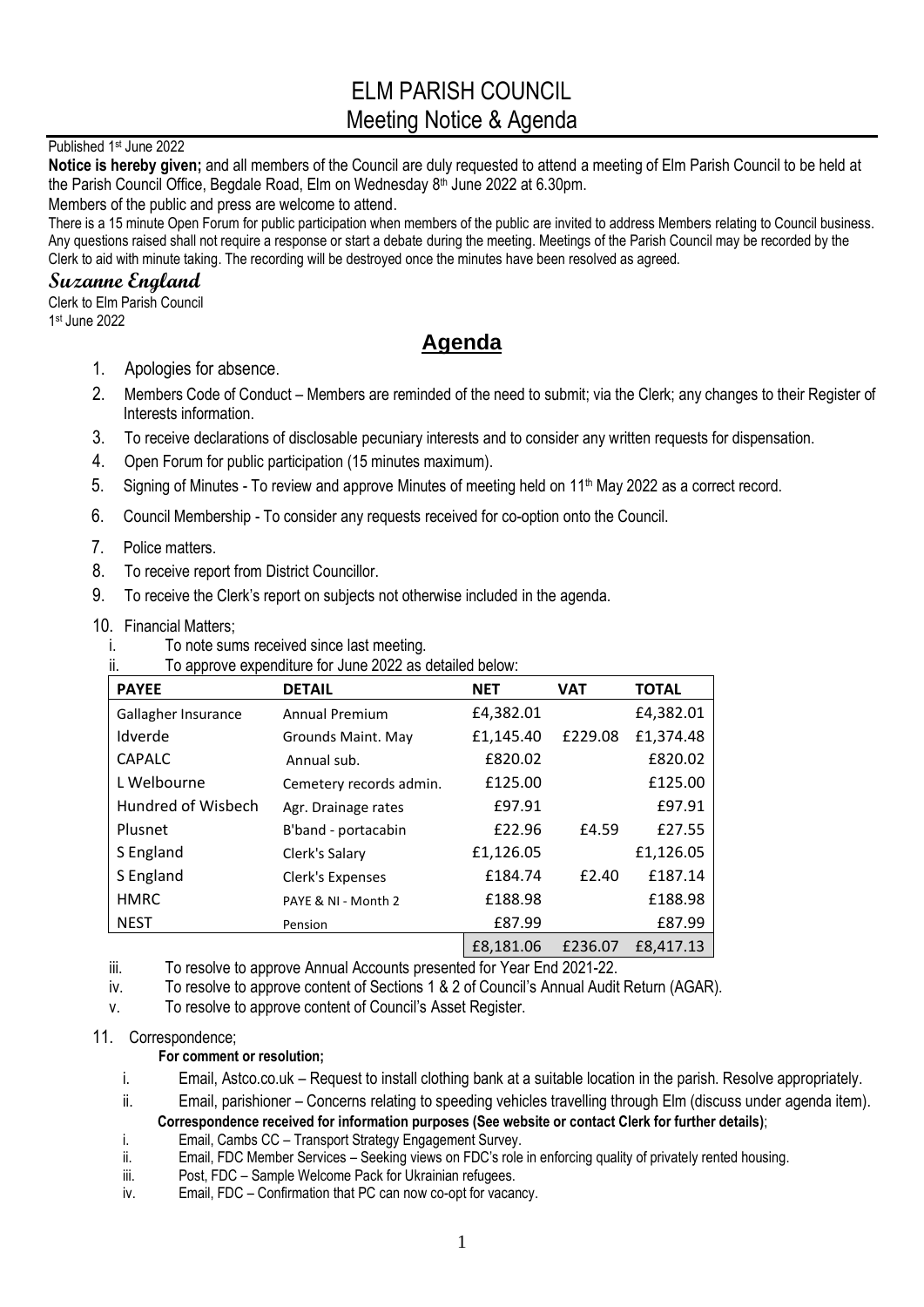# ELM PARISH COUNCIL
## Meeting Notice & Agenda

Published 1st June 2022

**Notice is hereby given;** and all members of the Council are duly requested to attend a meeting of Elm Parish Council to be held at the Parish Council Office, Begdale Road, Elm on Wednesday 8th June 2022 at 6.30pm.

Members of the public and press are welcome to attend.

There is a 15 minute Open Forum for public participation when members of the public are invited to address Members relating to Council business. Any questions raised shall not require a response or start a debate during the meeting. Meetings of the Parish Council may be recorded by the Clerk to aid with minute taking. The recording will be destroyed once the minutes have been resolved as agreed.

***Suzanne England***

Clerk to Elm Parish Council
1st June 2022

## Agenda

1. Apologies for absence.
2. Members Code of Conduct – Members are reminded of the need to submit; via the Clerk; any changes to their Register of Interests information.
3. To receive declarations of disclosable pecuniary interests and to consider any written requests for dispensation.
4. Open Forum for public participation (15 minutes maximum).
5. Signing of Minutes - To review and approve Minutes of meeting held on 11th May 2022 as a correct record.
6. Council Membership - To consider any requests received for co-option onto the Council.
7. Police matters.
8. To receive report from District Councillor.
9. To receive the Clerk's report on subjects not otherwise included in the agenda.
10. Financial Matters;
    i. To note sums received since last meeting.
    ii. To approve expenditure for June 2022 as detailed below:

| PAYEE | DETAIL | NET | VAT | TOTAL |
|---|---|---|---|---|
| Gallagher Insurance | Annual Premium | £4,382.01 | | £4,382.01 |
| Idverde | Grounds Maint. May | £1,145.40 | £229.08 | £1,374.48 |
| CAPALC | Annual sub. | £820.02 | | £820.02 |
| L Welbourne | Cemetery records admin. | £125.00 | | £125.00 |
| Hundred of Wisbech | Agr. Drainage rates | £97.91 | | £97.91 |
| Plusnet | B'band - portacabin | £22.96 | £4.59 | £27.55 |
| S England | Clerk's Salary | £1,126.05 | | £1,126.05 |
| S England | Clerk's Expenses | £184.74 | £2.40 | £187.14 |
| HMRC | PAYE & NI - Month 2 | £188.98 | | £188.98 |
| NEST | Pension | £87.99 | | £87.99 |
| | | £8,181.06 | £236.07 | £8,417.13 |

    iii. To resolve to approve Annual Accounts presented for Year End 2021-22.
    iv. To resolve to approve content of Sections 1 & 2 of Council's Annual Audit Return (AGAR).
    v. To resolve to approve content of Council's Asset Register.

11. Correspondence;

    **For comment or resolution;**

    i. Email, Astco.co.uk – Request to install clothing bank at a suitable location in the parish. Resolve appropriately.
    ii. Email, parishioner – Concerns relating to speeding vehicles travelling through Elm (discuss under agenda item).

    **Correspondence received for information purposes (See website or contact Clerk for further details)**;

    i. Email, Cambs CC – Transport Strategy Engagement Survey.
    ii. Email, FDC Member Services – Seeking views on FDC's role in enforcing quality of privately rented housing.
    iii. Post, FDC – Sample Welcome Pack for Ukrainian refugees.
    iv. Email, FDC – Confirmation that PC can now co-opt for vacancy.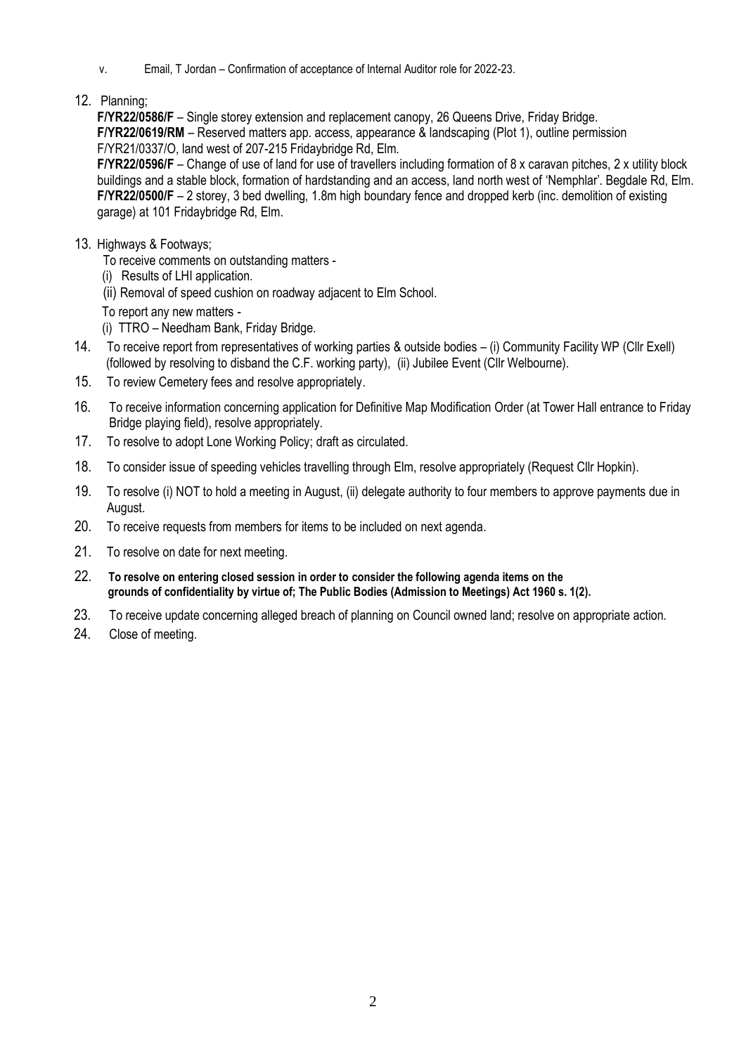v. Email, T Jordan – Confirmation of acceptance of Internal Auditor role for 2022-23.

12. Planning;

    **F/YR22/0586/F** – Single storey extension and replacement canopy, 26 Queens Drive, Friday Bridge.
    **F/YR22/0619/RM** – Reserved matters app. access, appearance & landscaping (Plot 1), outline permission F/YR21/0337/O, land west of 207-215 Fridaybridge Rd, Elm.
    **F/YR22/0596/F** – Change of use of land for use of travellers including formation of 8 x caravan pitches, 2 x utility block buildings and a stable block, formation of hardstanding and an access, land north west of 'Nemphlar'. Begdale Rd, Elm.
    **F/YR22/0500/F** – 2 storey, 3 bed dwelling, 1.8m high boundary fence and dropped kerb (inc. demolition of existing garage) at 101 Fridaybridge Rd, Elm.

13. Highways & Footways;

    To receive comments on outstanding matters -
    (i) Results of LHI application.
    (ii) Removal of speed cushion on roadway adjacent to Elm School.

    To report any new matters -
    (i) TTRO – Needham Bank, Friday Bridge.

14. To receive report from representatives of working parties & outside bodies – (i) Community Facility WP (Cllr Exell) (followed by resolving to disband the C.F. working party), (ii) Jubilee Event (Cllr Welbourne).
15. To review Cemetery fees and resolve appropriately.
16. To receive information concerning application for Definitive Map Modification Order (at Tower Hall entrance to Friday Bridge playing field), resolve appropriately.
17. To resolve to adopt Lone Working Policy; draft as circulated.
18. To consider issue of speeding vehicles travelling through Elm, resolve appropriately (Request Cllr Hopkin).
19. To resolve (i) NOT to hold a meeting in August, (ii) delegate authority to four members to approve payments due in August.
20. To receive requests from members for items to be included on next agenda.
21. To resolve on date for next meeting.
22. **To resolve on entering closed session in order to consider the following agenda items on the grounds of confidentiality by virtue of; The Public Bodies (Admission to Meetings) Act 1960 s. 1(2).**
23. To receive update concerning alleged breach of planning on Council owned land; resolve on appropriate action.
24. Close of meeting.